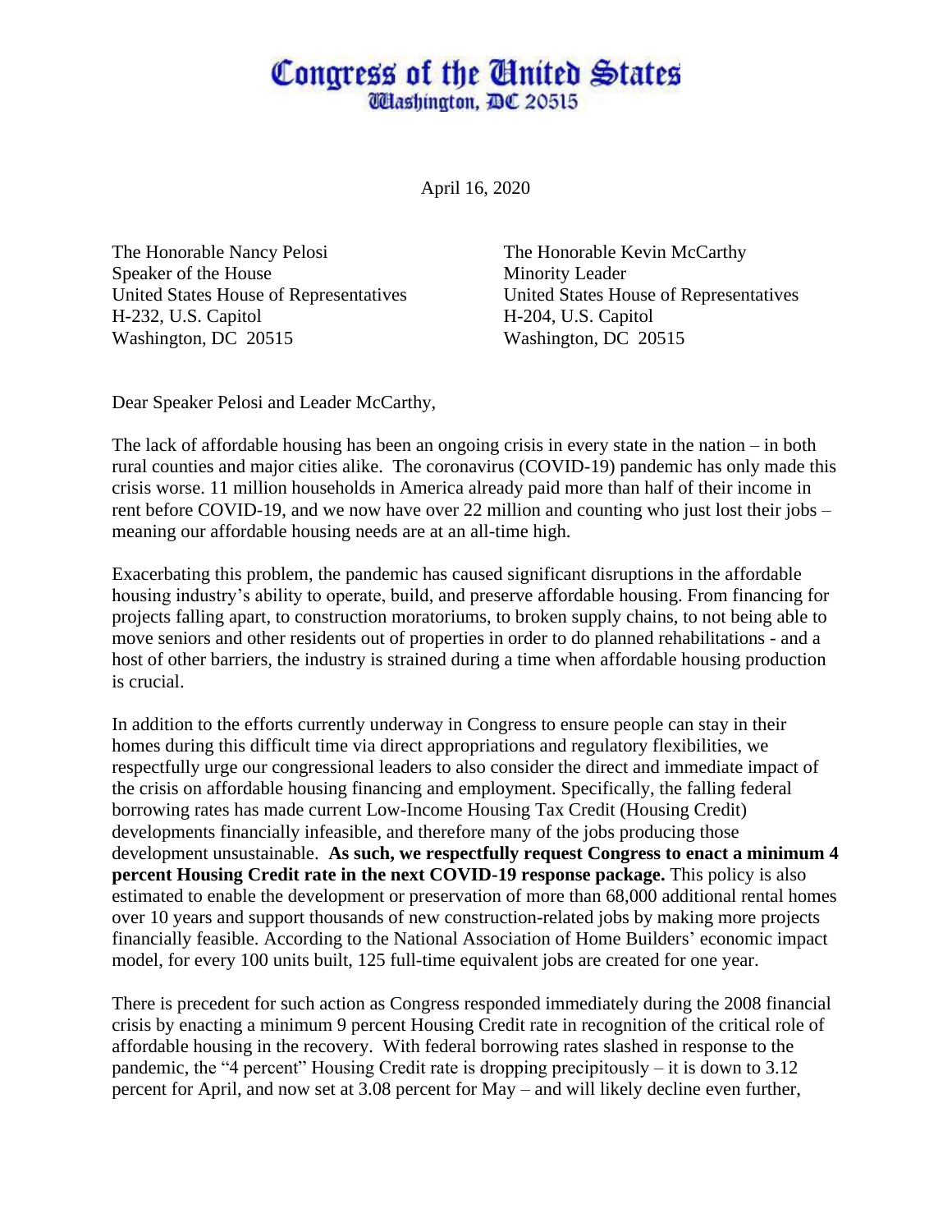# Congress of the United States
## Washington, DC 20515

April 16, 2020

The Honorable Nancy Pelosi
Speaker of the House
United States House of Representatives
H-232, U.S. Capitol
Washington, DC 20515

The Honorable Kevin McCarthy
Minority Leader
United States House of Representatives
H-204, U.S. Capitol
Washington, DC 20515

Dear Speaker Pelosi and Leader McCarthy,

The lack of affordable housing has been an ongoing crisis in every state in the nation – in both rural counties and major cities alike. The coronavirus (COVID-19) pandemic has only made this crisis worse. 11 million households in America already paid more than half of their income in rent before COVID-19, and we now have over 22 million and counting who just lost their jobs – meaning our affordable housing needs are at an all-time high.

Exacerbating this problem, the pandemic has caused significant disruptions in the affordable housing industry's ability to operate, build, and preserve affordable housing. From financing for projects falling apart, to construction moratoriums, to broken supply chains, to not being able to move seniors and other residents out of properties in order to do planned rehabilitations - and a host of other barriers, the industry is strained during a time when affordable housing production is crucial.

In addition to the efforts currently underway in Congress to ensure people can stay in their homes during this difficult time via direct appropriations and regulatory flexibilities, we respectfully urge our congressional leaders to also consider the direct and immediate impact of the crisis on affordable housing financing and employment. Specifically, the falling federal borrowing rates has made current Low-Income Housing Tax Credit (Housing Credit) developments financially infeasible, and therefore many of the jobs producing those development unsustainable. **As such, we respectfully request Congress to enact a minimum 4 percent Housing Credit rate in the next COVID-19 response package.** This policy is also estimated to enable the development or preservation of more than 68,000 additional rental homes over 10 years and support thousands of new construction-related jobs by making more projects financially feasible. According to the National Association of Home Builders' economic impact model, for every 100 units built, 125 full-time equivalent jobs are created for one year.

There is precedent for such action as Congress responded immediately during the 2008 financial crisis by enacting a minimum 9 percent Housing Credit rate in recognition of the critical role of affordable housing in the recovery. With federal borrowing rates slashed in response to the pandemic, the "4 percent" Housing Credit rate is dropping precipitously – it is down to 3.12 percent for April, and now set at 3.08 percent for May – and will likely decline even further,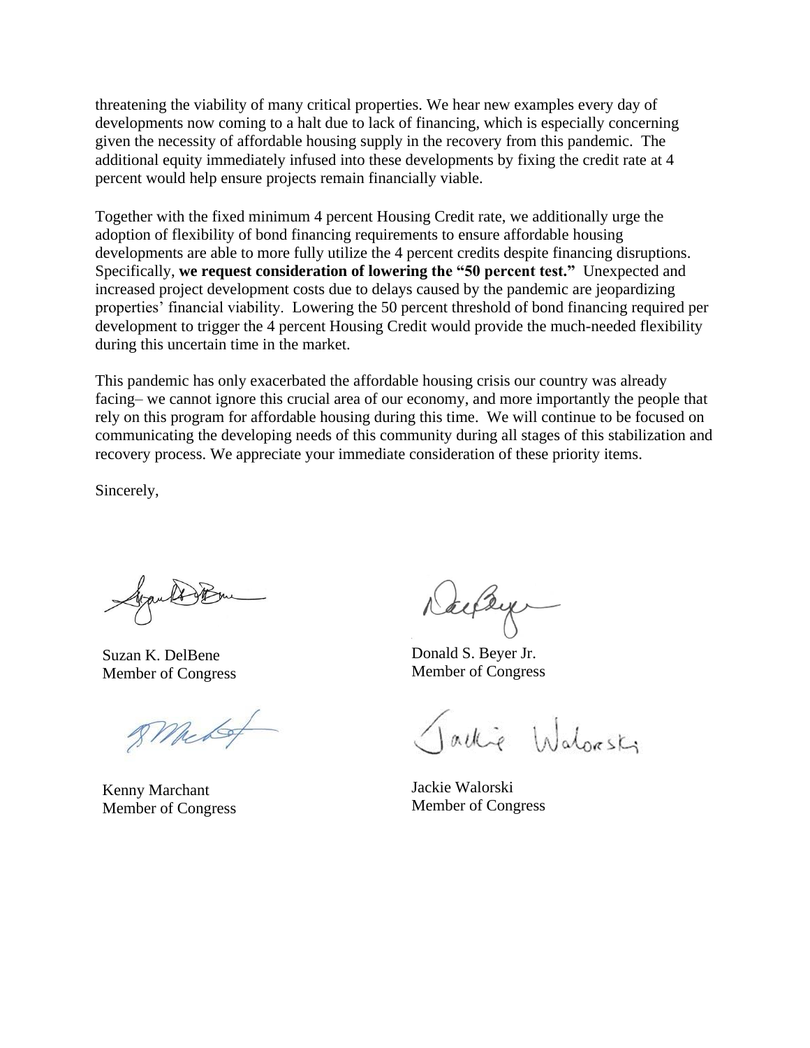threatening the viability of many critical properties. We hear new examples every day of developments now coming to a halt due to lack of financing, which is especially concerning given the necessity of affordable housing supply in the recovery from this pandemic. The additional equity immediately infused into these developments by fixing the credit rate at 4 percent would help ensure projects remain financially viable.

Together with the fixed minimum 4 percent Housing Credit rate, we additionally urge the adoption of flexibility of bond financing requirements to ensure affordable housing developments are able to more fully utilize the 4 percent credits despite financing disruptions. Specifically, **we request consideration of lowering the "50 percent test."** Unexpected and increased project development costs due to delays caused by the pandemic are jeopardizing properties' financial viability. Lowering the 50 percent threshold of bond financing required per development to trigger the 4 percent Housing Credit would provide the much-needed flexibility during this uncertain time in the market.

This pandemic has only exacerbated the affordable housing crisis our country was already facing– we cannot ignore this crucial area of our economy, and more importantly the people that rely on this program for affordable housing during this time. We will continue to be focused on communicating the developing needs of this community during all stages of this stabilization and recovery process. We appreciate your immediate consideration of these priority items.

Sincerely,

Suzan K. DelBene
Member of Congress

Donald S. Beyer Jr.
Member of Congress

Kenny Marchant
Member of Congress

Jackie Walorski
Member of Congress